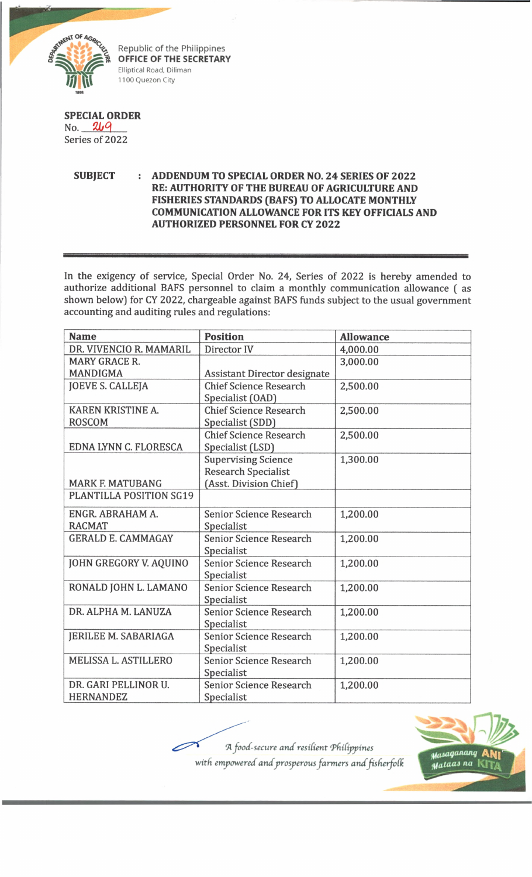Republic of the Philippines
**OFFICE OF THE SECRETARY**
Elliptical Road, Diliman
1100 Quezon City

**SPECIAL ORDER**
No. 269
Series of 2022

**SUBJECT : ADDENDUM TO SPECIAL ORDER NO. 24 SERIES OF 2022 RE: AUTHORITY OF THE BUREAU OF AGRICULTURE AND FISHERIES STANDARDS (BAFS) TO ALLOCATE MONTHLY COMMUNICATION ALLOWANCE FOR ITS KEY OFFICIALS AND AUTHORIZED PERSONNEL FOR CY 2022**

In the exigency of service, Special Order No. 24, Series of 2022 is hereby amended to authorize additional BAFS personnel to claim a monthly communication allowance ( as shown below) for CY 2022, chargeable against BAFS funds subject to the usual government accounting and auditing rules and regulations:

| Name | Position | Allowance |
|---|---|---|
| DR. VIVENCIO R. MAMARIL | Director IV | 4,000.00 |
| MARY GRACE R. MANDIGMA | Assistant Director designate | 3,000.00 |
| JOEVE S. CALLEJA | Chief Science Research Specialist (OAD) | 2,500.00 |
| KAREN KRISTINE A. ROSCOM | Chief Science Research Specialist (SDD) | 2,500.00 |
| EDNA LYNN C. FLORESCA | Chief Science Research Specialist (LSD) | 2,500.00 |
| MARK F. MATUBANG | Supervising Science Research Specialist (Asst. Division Chief) | 1,300.00 |
| PLANTILLA POSITION SG19 | | |
| ENGR. ABRAHAM A. RACMAT | Senior Science Research Specialist | 1,200.00 |
| GERALD E. CAMMAGAY | Senior Science Research Specialist | 1,200.00 |
| JOHN GREGORY V. AQUINO | Senior Science Research Specialist | 1,200.00 |
| RONALD JOHN L. LAMANO | Senior Science Research Specialist | 1,200.00 |
| DR. ALPHA M. LANUZA | Senior Science Research Specialist | 1,200.00 |
| JERILEE M. SABARIAGA | Senior Science Research Specialist | 1,200.00 |
| MELISSA L. ASTILLERO | Senior Science Research Specialist | 1,200.00 |
| DR. GARI PELLINOR U. HERNANDEZ | Senior Science Research Specialist | 1,200.00 |

*A food-secure and resilient Philippines with empowered and prosperous farmers and fisherfolk*

Masaganang ANI Mataas na KITA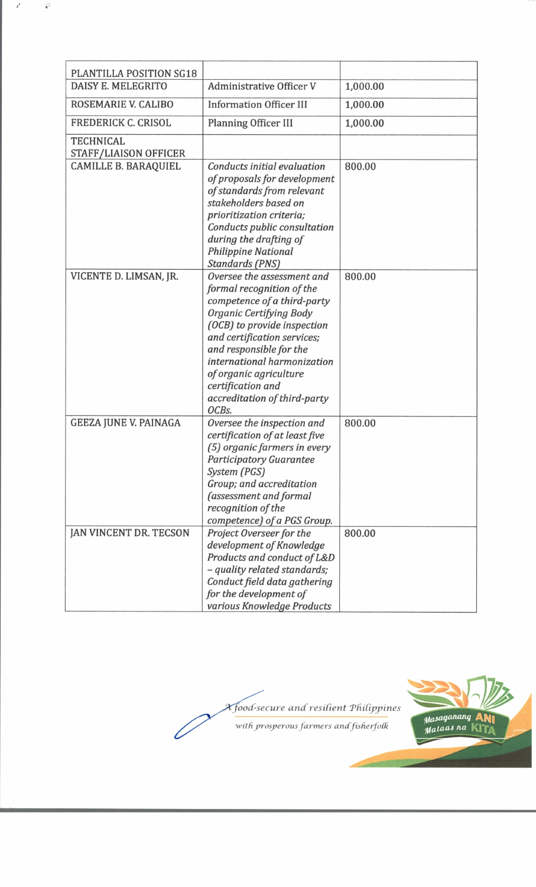| PLANTILLA POSITION SG18 | | |
|---|---|---|
| DAISY E. MELEGRITO | Administrative Officer V | 1,000.00 |
| ROSEMARIE V. CALIBO | Information Officer III | 1,000.00 |
| FREDERICK C. CRISOL | Planning Officer III | 1,000.00 |
| TECHNICAL STAFF/LIAISON OFFICER | | |
| CAMILLE B. BARAQUIEL | *Conducts initial evaluation of proposals for development of standards from relevant stakeholders based on prioritization criteria; Conducts public consultation during the drafting of Philippine National Standards (PNS)* | 800.00 |
| VICENTE D. LIMSAN, JR. | *Oversee the assessment and formal recognition of the competence of a third-party Organic Certifying Body (OCB) to provide inspection and certification services; and responsible for the international harmonization of organic agriculture certification and accreditation of third-party OCBs.* | 800.00 |
| GEEZA JUNE V. PAINAGA | *Oversee the inspection and certification of at least five (5) organic farmers in every Participatory Guarantee System (PGS) Group; and accreditation (assessment and formal recognition of the competence) of a PGS Group.* | 800.00 |
| JAN VINCENT DR. TECSON | *Project Overseer for the development of Knowledge Products and conduct of L&D – quality related standards; Conduct field data gathering for the development of various Knowledge Products* | 800.00 |

*A food-secure and resilient Philippines with prosperous farmers and fisherfolk*

Masaganang ANI Mataas na KITA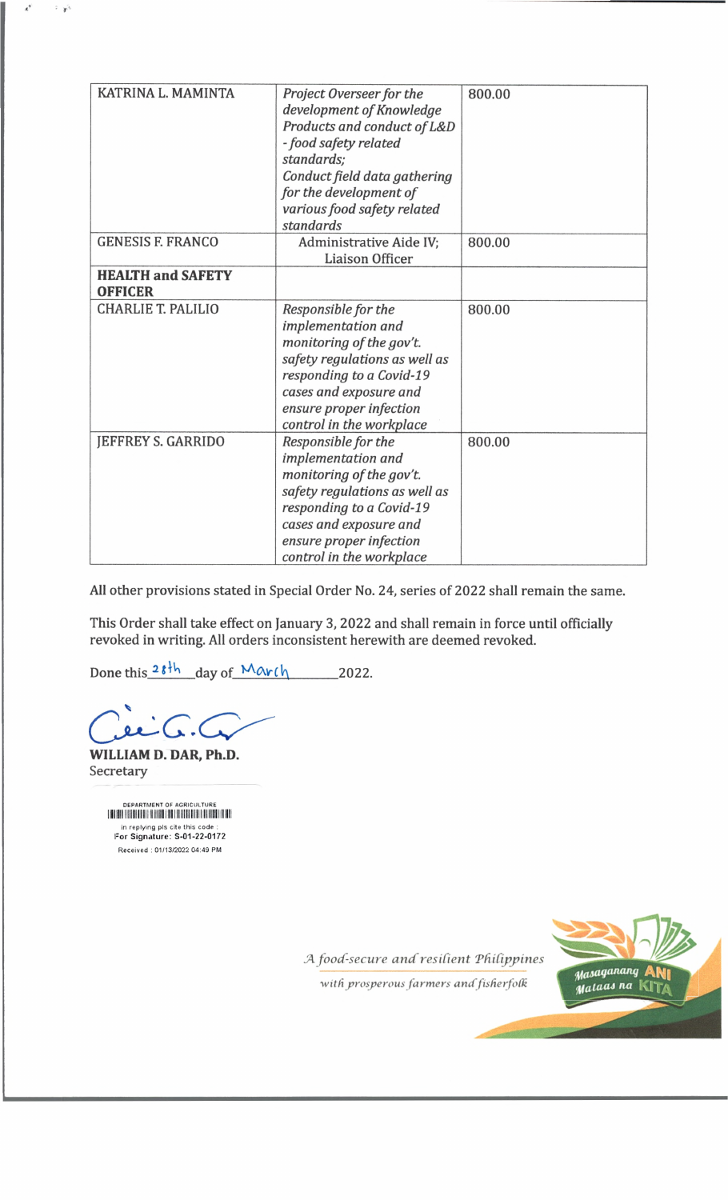| | | |
|---|---|---|
| KATRINA L. MAMINTA | *Project Overseer for the development of Knowledge Products and conduct of L&D - food safety related standards; Conduct field data gathering for the development of various food safety related standards* | 800.00 |
| GENESIS F. FRANCO | Administrative Aide IV; Liaison Officer | 800.00 |
| **HEALTH and SAFETY OFFICER** | | |
| CHARLIE T. PALILIO | *Responsible for the implementation and monitoring of the gov't. safety regulations as well as responding to a Covid-19 cases and exposure and ensure proper infection control in the workplace* | 800.00 |
| JEFFREY S. GARRIDO | *Responsible for the implementation and monitoring of the gov't. safety regulations as well as responding to a Covid-19 cases and exposure and ensure proper infection control in the workplace* | 800.00 |

All other provisions stated in Special Order No. 24, series of 2022 shall remain the same.

This Order shall take effect on January 3, 2022 and shall remain in force until officially revoked in writing. All orders inconsistent herewith are deemed revoked.

Done this 28th day of March 2022.

**WILLIAM D. DAR, Ph.D.**
Secretary

DEPARTMENT OF AGRICULTURE
in replying pls cite this code :
For Signature: S-01-22-0172
Received : 01/13/2022 04:49 PM

*A food-secure and resilient Philippines with prosperous farmers and fisherfolk*

Masaganang ANI Mataas na KITA